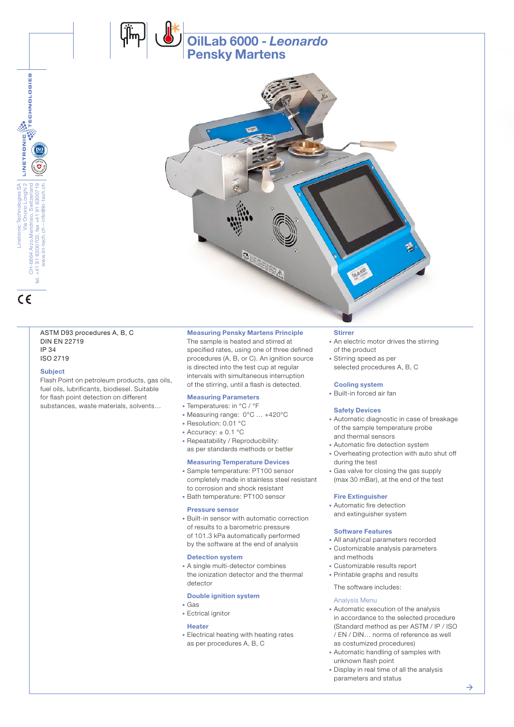# OilLab 6000 - *Leonardo*
# Pensky Martens

Linetronic Technologies SA
Via Onorio Longhi 2
CH-6864 Arzo,Mendrisio, Switzerland
tel. +41 91 6300703, fax +41 91 6300719
www.lin-tech.ch – info@lin-tech.ch

ASTM D93 procedures A, B, C
DIN EN 22719
IP 34
ISO 2719

### Subject

Flash Point on petroleum products, gas oils, fuel oils, lubrificants, biodiesel. Suitable for flash point detection on different substances, waste materials, solvents…

### Measuring Pensky Martens Principle

The sample is heated and stirred at specified rates, using one of three defined procedures (A, B, or C). An ignition source is directed into the test cup at regular intervals with simultaneous interruption of the stirring, until a flash is detected.

### Measuring Parameters

- Temperatures: in °C / °F
- Measuring range: 0°C … +420°C
- Resolution: 0.01 °C
- Accuracy: ± 0.1 °C
- Repeatability / Reproducibility: as per standards methods or better

### Measuring Temperature Devices

- Sample temperature: PT100 sensor completely made in stainless steel resistant to corrosion and shock resistant
- Bath temperature: PT100 sensor

### Pressure sensor

- Built-in sensor with automatic correction of results to a barometric pressure of 101.3 kPa automatically performed by the software at the end of analysis

### Detection system

- A single multi-detector combines the ionization detector and the thermal detector

### Double ignition system

- Gas
- Ectrical ignitor

### Heater

- Electrical heating with heating rates as per procedures A, B, C

### Stirrer

- An electric motor drives the stirring of the product
- Stirring speed as per selected procedures A, B, C

### Cooling system

- Built-in forced air fan

### Safety Devices

- Automatic diagnostic in case of breakage of the sample temperature probe and thermal sensors
- Automatic fire detection system
- Overheating protection with auto shut off during the test
- Gas valve for closing the gas supply (max 30 mBar), at the end of the test

### Fire Extinguisher

- Automatic fire detection and extinguisher system

### Software Features

- All analytical parameters recorded
- Customizable analysis parameters and methods
- Customizable results report
- Printable graphs and results

The software includes:

#### Analysis Menu

- Automatic execution of the analysis in accordance to the selected procedure (Standard method as per ASTM / IP / ISO / EN / DIN… norms of reference as well as costumized procedures)
- Automatic handling of samples with unknown flash point
- Display in real time of all the analysis parameters and status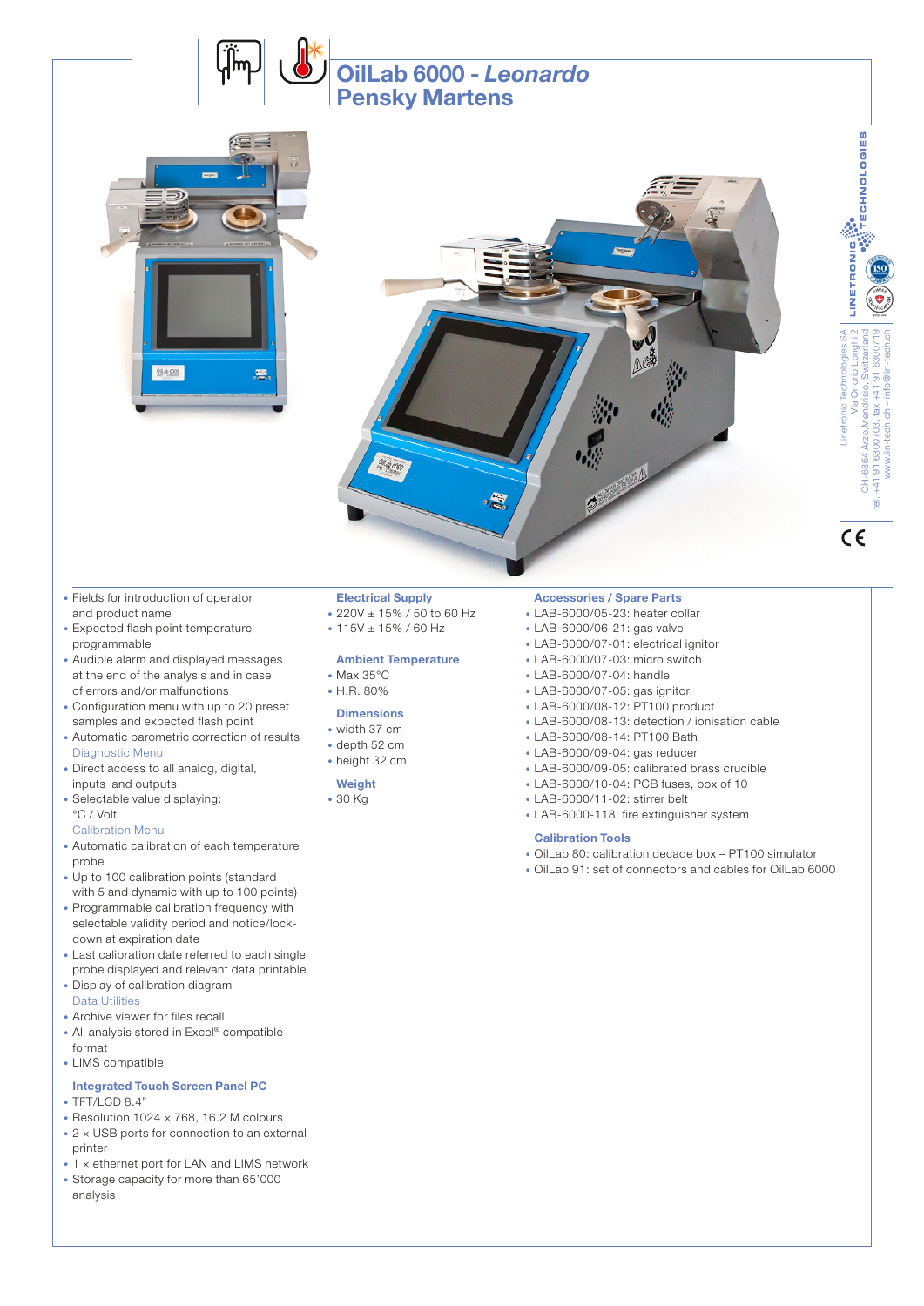# OilLab 6000 - *Leonardo*
# Pensky Martens

- Fields for introduction of operator and product name
- Expected flash point temperature programmable
- Audible alarm and displayed messages at the end of the analysis and in case of errors and/or malfunctions
- Configuration menu with up to 20 preset samples and expected flash point
- Automatic barometric correction of results

Diagnostic Menu

- Direct access to all analog, digital, inputs and outputs
- Selectable value displaying: °C / Volt

Calibration Menu

- Automatic calibration of each temperature probe
- Up to 100 calibration points (standard with 5 and dynamic with up to 100 points)
- Programmable calibration frequency with selectable validity period and notice/lock-down at expiration date
- Last calibration date referred to each single probe displayed and relevant data printable
- Display of calibration diagram

Data Utilities

- Archive viewer for files recall
- All analysis stored in Excel® compatible format
- LIMS compatible

### Integrated Touch Screen Panel PC

- TFT/LCD 8.4"
- Resolution 1024 × 768, 16.2 M colours
- 2 × USB ports for connection to an external printer
- 1 × ethernet port for LAN and LIMS network
- Storage capacity for more than 65'000 analysis

### Electrical Supply

- 220V ± 15% / 50 to 60 Hz
- 115V ± 15% / 60 Hz

### Ambient Temperature

- Max 35°C
- H.R. 80%

### Dimensions

- width 37 cm
- depth 52 cm
- height 32 cm

### Weight

- 30 Kg

### Accessories / Spare Parts

- LAB-6000/05-23: heater collar
- LAB-6000/06-21: gas valve
- LAB-6000/07-01: electrical ignitor
- LAB-6000/07-03: micro switch
- LAB-6000/07-04: handle
- LAB-6000/07-05: gas ignitor
- LAB-6000/08-12: PT100 product
- LAB-6000/08-13: detection / ionisation cable
- LAB-6000/08-14: PT100 Bath
- LAB-6000/09-04: gas reducer
- LAB-6000/09-05: calibrated brass crucible
- LAB-6000/10-04: PCB fuses, box of 10
- LAB-6000/11-02: stirrer belt
- LAB-6000-118: fire extinguisher system

### Calibration Tools

- OilLab 80: calibration decade box – PT100 simulator
- OilLab 91: set of connectors and cables for OilLab 6000

Linetronic Technologies SA
Via Onorio Longhi 2
CH-6864 Arzo,Mendrisio, Switzerland
tel. +41 91 6300703, fax +41 91 6300719
www.lin-tech.ch – info@lin-tech.ch